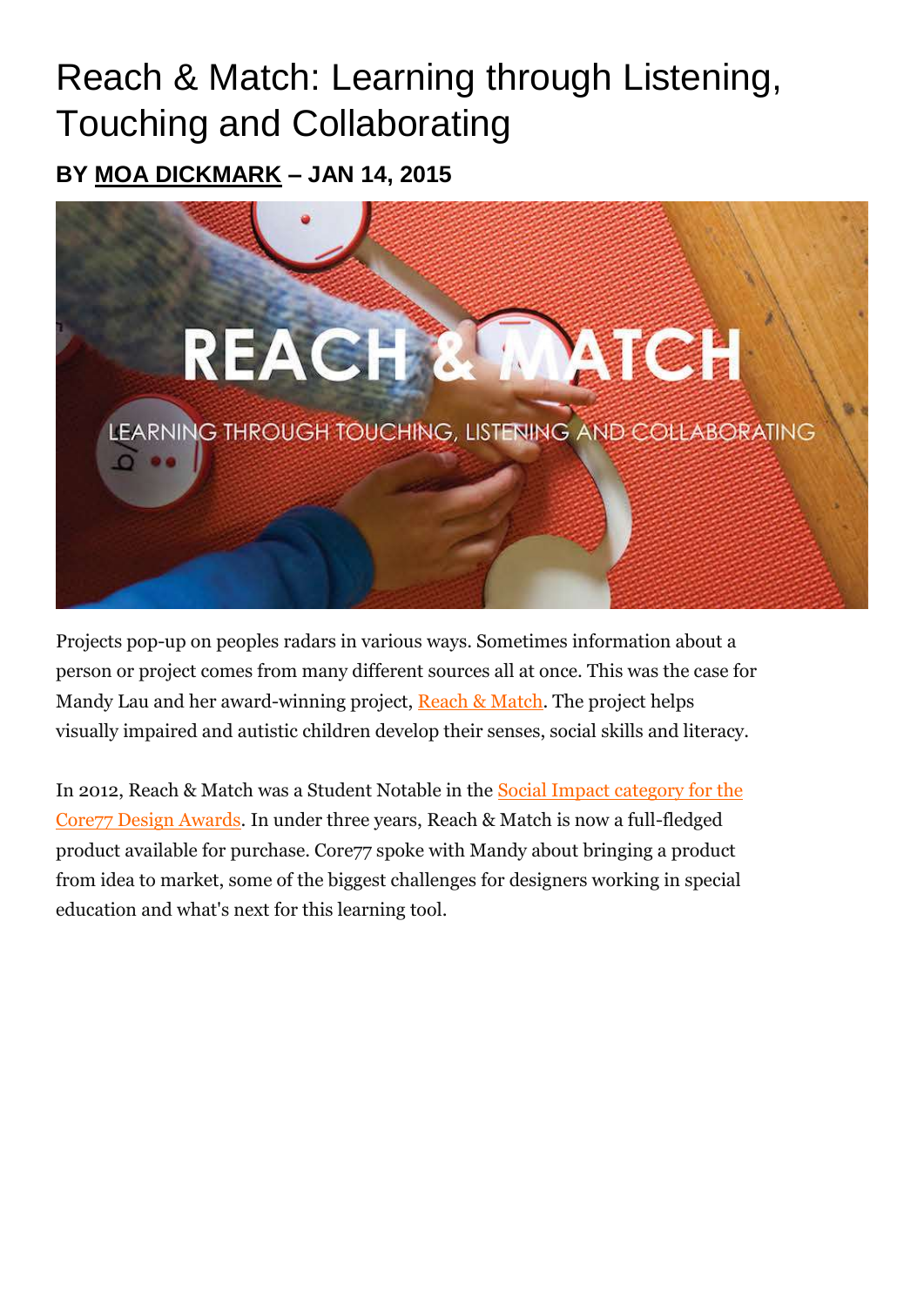# Reach & Match: Learning through Listening, Touching and Collaborating

**BY MOA DICKMARK – JAN 14, 2015**

Projects pop-up on peoples radars in various ways. Sometimes information about a person or project comes from many different sources all at once. This was the case for Mandy Lau and her award-winning project, Reach & Match. The project helps visually impaired and autistic children develop their senses, social skills and literacy.

In 2012, Reach & Match was a Student Notable in the Social Impact category for the Core77 Design Awards. In under three years, Reach & Match is now a full-fledged product available for purchase. Core77 spoke with Mandy about bringing a product from idea to market, some of the biggest challenges for designers working in special education and what's next for this learning tool.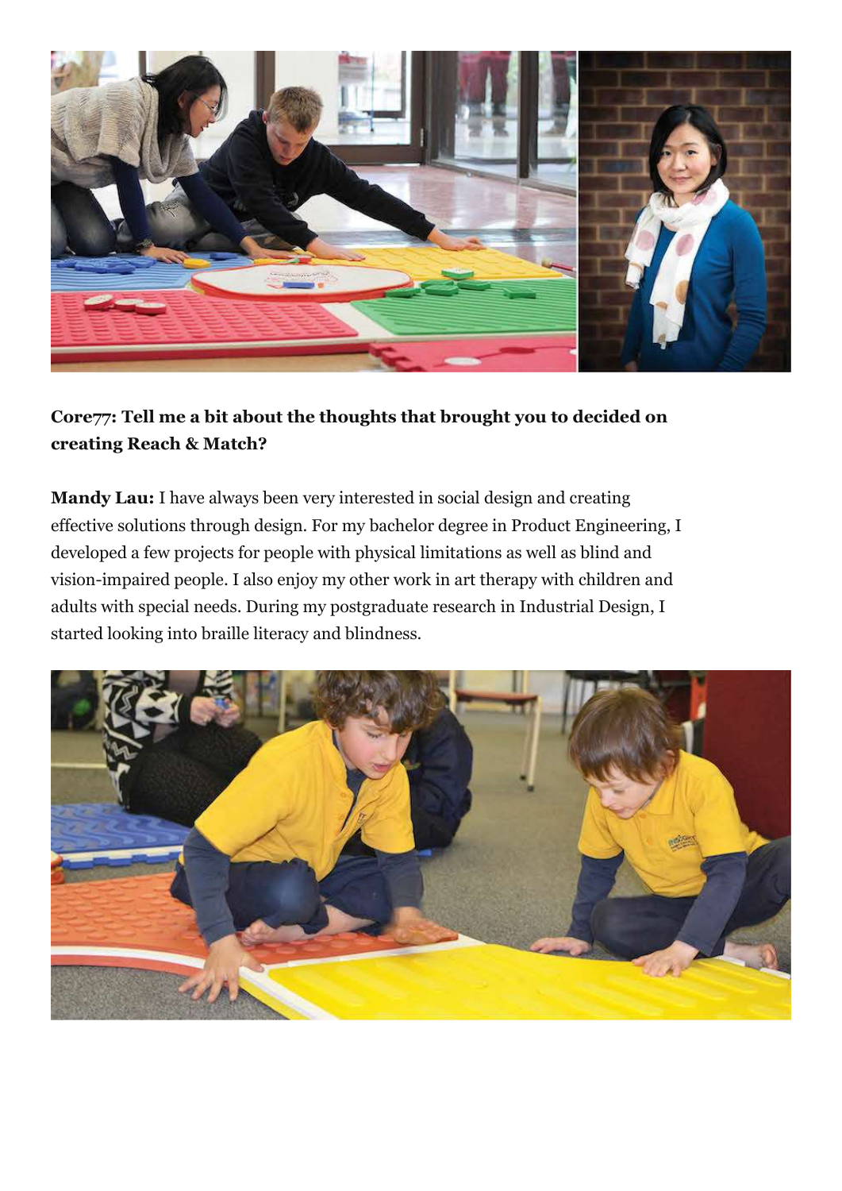**Core77: Tell me a bit about the thoughts that brought you to decided on creating Reach & Match?**

**Mandy Lau:** I have always been very interested in social design and creating effective solutions through design. For my bachelor degree in Product Engineering, I developed a few projects for people with physical limitations as well as blind and vision-impaired people. I also enjoy my other work in art therapy with children and adults with special needs. During my postgraduate research in Industrial Design, I started looking into braille literacy and blindness.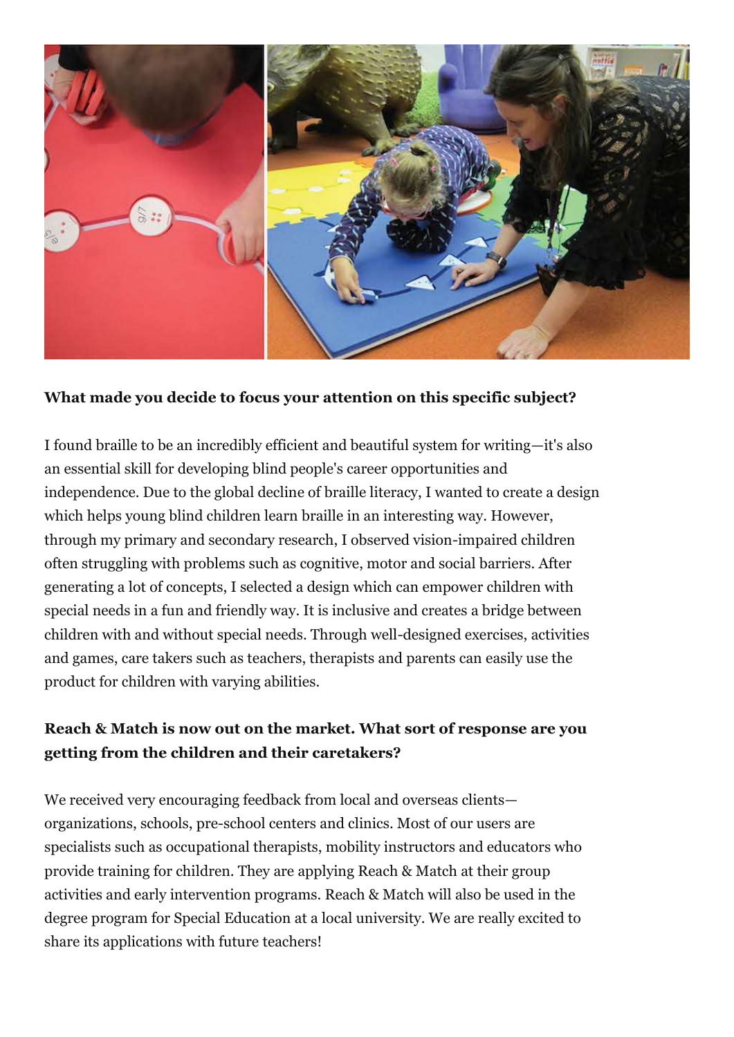**What made you decide to focus your attention on this specific subject?**

I found braille to be an incredibly efficient and beautiful system for writing—it's also an essential skill for developing blind people's career opportunities and independence. Due to the global decline of braille literacy, I wanted to create a design which helps young blind children learn braille in an interesting way. However, through my primary and secondary research, I observed vision-impaired children often struggling with problems such as cognitive, motor and social barriers. After generating a lot of concepts, I selected a design which can empower children with special needs in a fun and friendly way. It is inclusive and creates a bridge between children with and without special needs. Through well-designed exercises, activities and games, care takers such as teachers, therapists and parents can easily use the product for children with varying abilities.

**Reach & Match is now out on the market. What sort of response are you getting from the children and their caretakers?**

We received very encouraging feedback from local and overseas clients—organizations, schools, pre-school centers and clinics. Most of our users are specialists such as occupational therapists, mobility instructors and educators who provide training for children. They are applying Reach & Match at their group activities and early intervention programs. Reach & Match will also be used in the degree program for Special Education at a local university. We are really excited to share its applications with future teachers!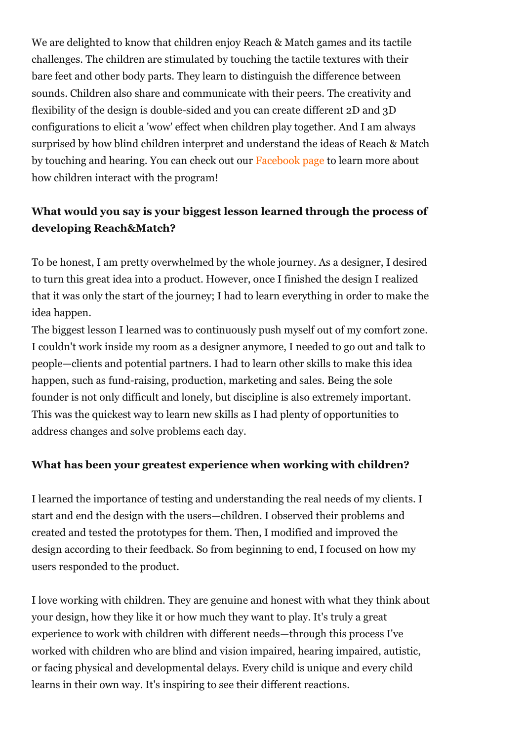We are delighted to know that children enjoy Reach & Match games and its tactile challenges. The children are stimulated by touching the tactile textures with their bare feet and other body parts. They learn to distinguish the difference between sounds. Children also share and communicate with their peers. The creativity and flexibility of the design is double-sided and you can create different 2D and 3D configurations to elicit a 'wow' effect when children play together. And I am always surprised by how blind children interpret and understand the ideas of Reach & Match by touching and hearing. You can check out our Facebook page to learn more about how children interact with the program!

**What would you say is your biggest lesson learned through the process of developing Reach&Match?**

To be honest, I am pretty overwhelmed by the whole journey. As a designer, I desired to turn this great idea into a product. However, once I finished the design I realized that it was only the start of the journey; I had to learn everything in order to make the idea happen.
The biggest lesson I learned was to continuously push myself out of my comfort zone. I couldn't work inside my room as a designer anymore, I needed to go out and talk to people—clients and potential partners. I had to learn other skills to make this idea happen, such as fund-raising, production, marketing and sales. Being the sole founder is not only difficult and lonely, but discipline is also extremely important. This was the quickest way to learn new skills as I had plenty of opportunities to address changes and solve problems each day.

**What has been your greatest experience when working with children?**

I learned the importance of testing and understanding the real needs of my clients. I start and end the design with the users—children. I observed their problems and created and tested the prototypes for them. Then, I modified and improved the design according to their feedback. So from beginning to end, I focused on how my users responded to the product.

I love working with children. They are genuine and honest with what they think about your design, how they like it or how much they want to play. It's truly a great experience to work with children with different needs—through this process I've worked with children who are blind and vision impaired, hearing impaired, autistic, or facing physical and developmental delays. Every child is unique and every child learns in their own way. It's inspiring to see their different reactions.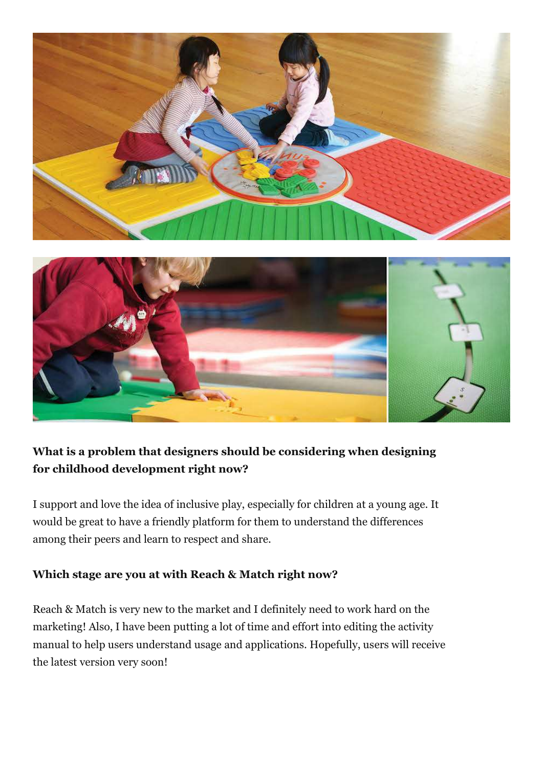**What is a problem that designers should be considering when designing for childhood development right now?**

I support and love the idea of inclusive play, especially for children at a young age. It would be great to have a friendly platform for them to understand the differences among their peers and learn to respect and share.

**Which stage are you at with Reach & Match right now?**

Reach & Match is very new to the market and I definitely need to work hard on the marketing! Also, I have been putting a lot of time and effort into editing the activity manual to help users understand usage and applications. Hopefully, users will receive the latest version very soon!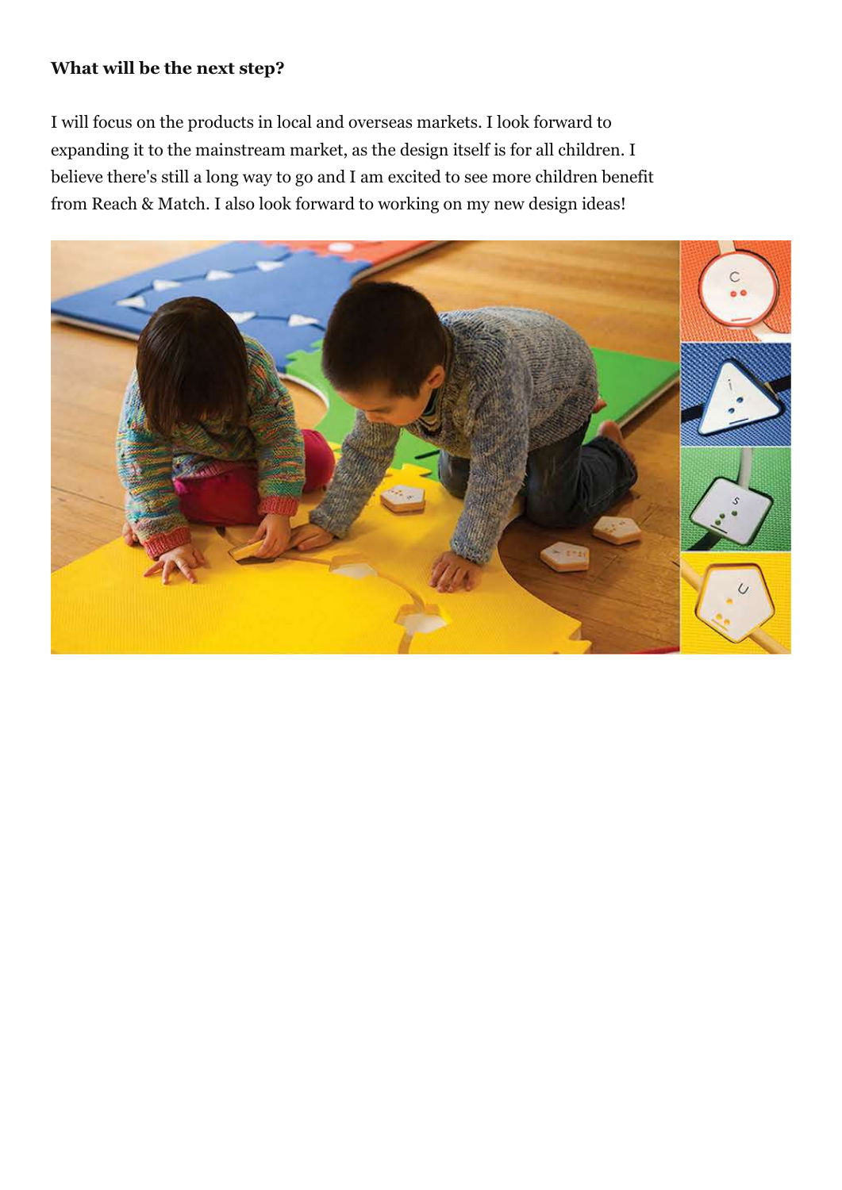**What will be the next step?**

I will focus on the products in local and overseas markets. I look forward to expanding it to the mainstream market, as the design itself is for all children. I believe there's still a long way to go and I am excited to see more children benefit from Reach & Match. I also look forward to working on my new design ideas!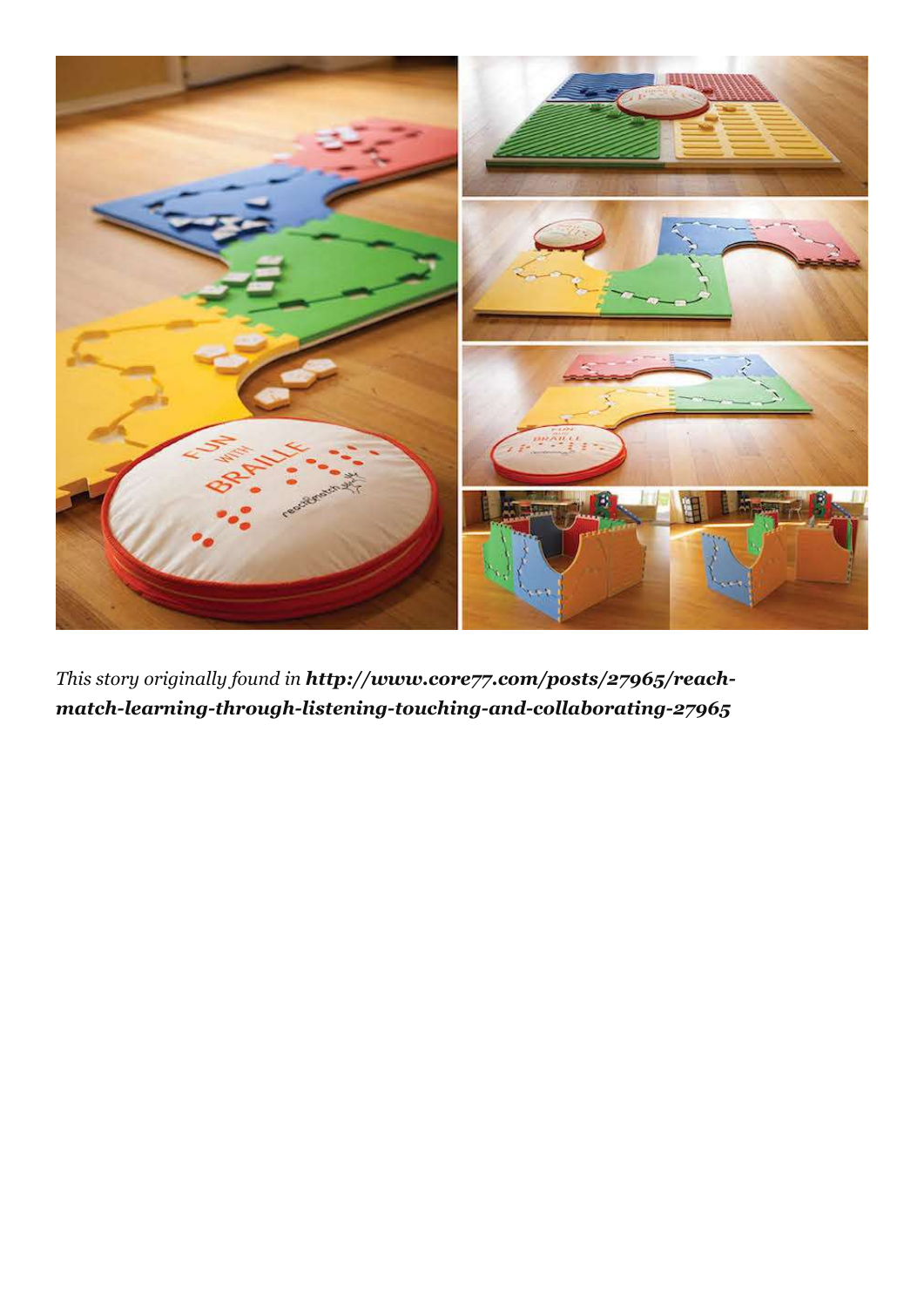*This story originally found in **http://www.core77.com/posts/27965/reach-match-learning-through-listening-touching-and-collaborating-27965***